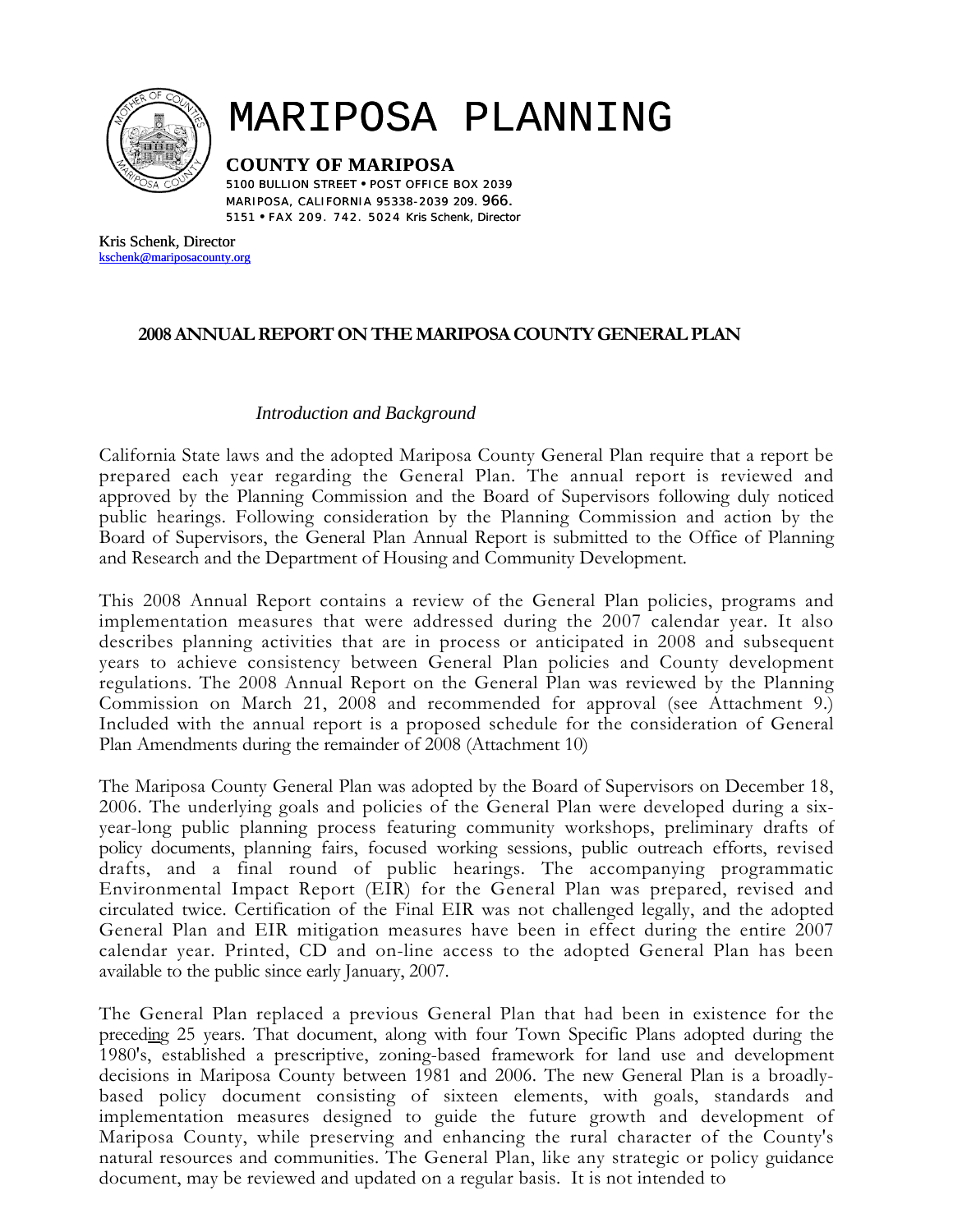# MARIPOSA PLANNING

**COUNTY OF MARIPOSA**

5100 BULLION STREET • POST OFFICE BOX 2039
MARIPOSA, CALIFORNIA 95338-2039 209. 966. 5151 • FAX 209. 742. 5024 Kris Schenk, Director

Kris Schenk, Director
kschenk@mariposacounty.org

## 2008 ANNUAL REPORT ON THE MARIPOSA COUNTY GENERAL PLAN

### *Introduction and Background*

California State laws and the adopted Mariposa County General Plan require that a report be prepared each year regarding the General Plan. The annual report is reviewed and approved by the Planning Commission and the Board of Supervisors following duly noticed public hearings. Following consideration by the Planning Commission and action by the Board of Supervisors, the General Plan Annual Report is submitted to the Office of Planning and Research and the Department of Housing and Community Development.

This 2008 Annual Report contains a review of the General Plan policies, programs and implementation measures that were addressed during the 2007 calendar year. It also describes planning activities that are in process or anticipated in 2008 and subsequent years to achieve consistency between General Plan policies and County development regulations. The 2008 Annual Report on the General Plan was reviewed by the Planning Commission on March 21, 2008 and recommended for approval (see Attachment 9.) Included with the annual report is a proposed schedule for the consideration of General Plan Amendments during the remainder of 2008 (Attachment 10)

The Mariposa County General Plan was adopted by the Board of Supervisors on December 18, 2006. The underlying goals and policies of the General Plan were developed during a six-year-long public planning process featuring community workshops, preliminary drafts of policy documents, planning fairs, focused working sessions, public outreach efforts, revised drafts, and a final round of public hearings. The accompanying programmatic Environmental Impact Report (EIR) for the General Plan was prepared, revised and circulated twice. Certification of the Final EIR was not challenged legally, and the adopted General Plan and EIR mitigation measures have been in effect during the entire 2007 calendar year. Printed, CD and on-line access to the adopted General Plan has been available to the public since early January, 2007.

The General Plan replaced a previous General Plan that had been in existence for the preceding 25 years. That document, along with four Town Specific Plans adopted during the 1980's, established a prescriptive, zoning-based framework for land use and development decisions in Mariposa County between 1981 and 2006. The new General Plan is a broadly-based policy document consisting of sixteen elements, with goals, standards and implementation measures designed to guide the future growth and development of Mariposa County, while preserving and enhancing the rural character of the County's natural resources and communities. The General Plan, like any strategic or policy guidance document, may be reviewed and updated on a regular basis. It is not intended to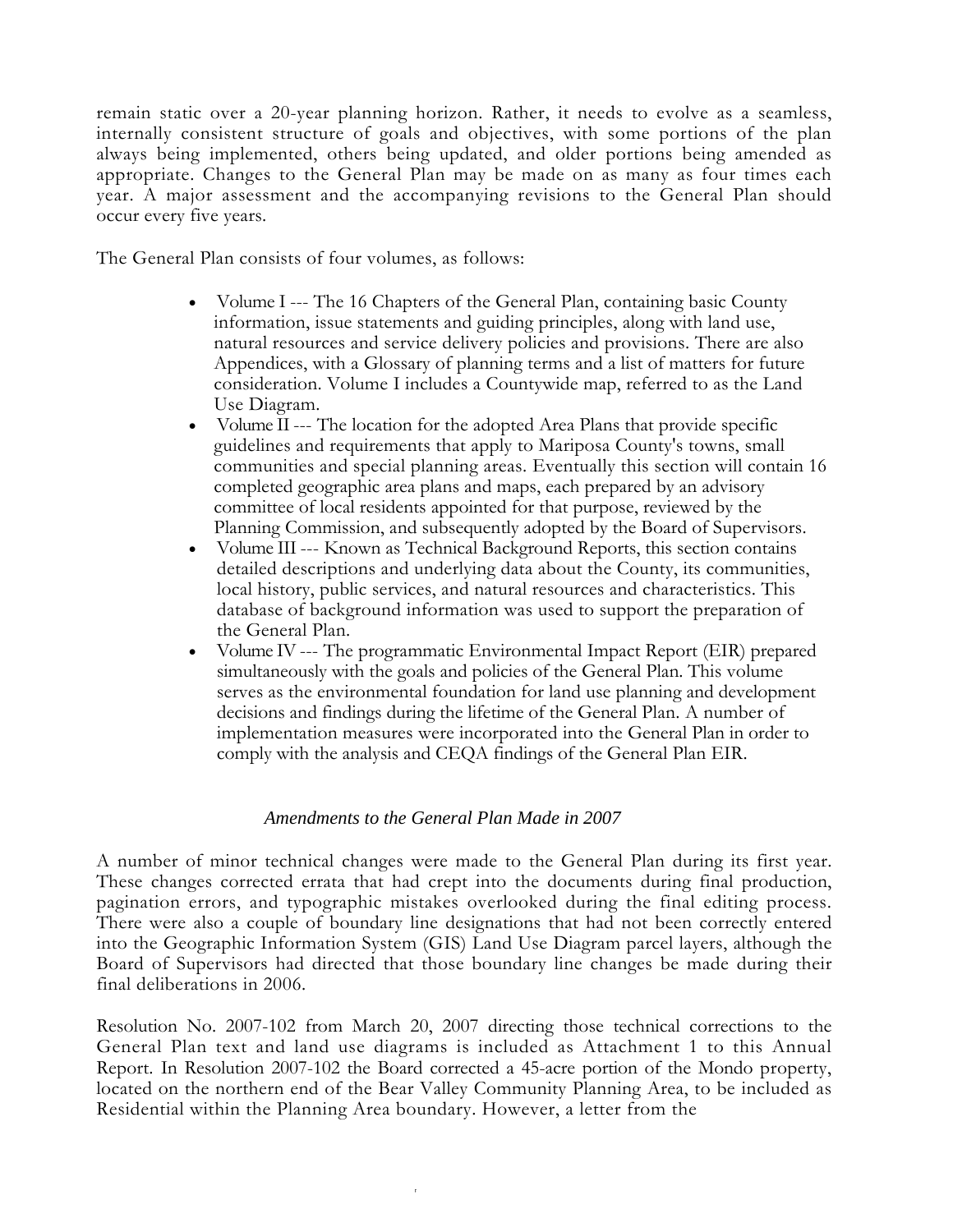remain static over a 20-year planning horizon. Rather, it needs to evolve as a seamless, internally consistent structure of goals and objectives, with some portions of the plan always being implemented, others being updated, and older portions being amended as appropriate. Changes to the General Plan may be made on as many as four times each year. A major assessment and the accompanying revisions to the General Plan should occur every five years.

The General Plan consists of four volumes, as follows:

- Volume I --- The 16 Chapters of the General Plan, containing basic County information, issue statements and guiding principles, along with land use, natural resources and service delivery policies and provisions. There are also Appendices, with a Glossary of planning terms and a list of matters for future consideration. Volume I includes a Countywide map, referred to as the Land Use Diagram.
- Volume II --- The location for the adopted Area Plans that provide specific guidelines and requirements that apply to Mariposa County's towns, small communities and special planning areas. Eventually this section will contain 16 completed geographic area plans and maps, each prepared by an advisory committee of local residents appointed for that purpose, reviewed by the Planning Commission, and subsequently adopted by the Board of Supervisors.
- Volume III --- Known as Technical Background Reports, this section contains detailed descriptions and underlying data about the County, its communities, local history, public services, and natural resources and characteristics. This database of background information was used to support the preparation of the General Plan.
- Volume IV --- The programmatic Environmental Impact Report (EIR) prepared simultaneously with the goals and policies of the General Plan. This volume serves as the environmental foundation for land use planning and development decisions and findings during the lifetime of the General Plan. A number of implementation measures were incorporated into the General Plan in order to comply with the analysis and CEQA findings of the General Plan EIR.

### *Amendments to the General Plan Made in 2007*

A number of minor technical changes were made to the General Plan during its first year. These changes corrected errata that had crept into the documents during final production, pagination errors, and typographic mistakes overlooked during the final editing process. There were also a couple of boundary line designations that had not been correctly entered into the Geographic Information System (GIS) Land Use Diagram parcel layers, although the Board of Supervisors had directed that those boundary line changes be made during their final deliberations in 2006.

Resolution No. 2007-102 from March 20, 2007 directing those technical corrections to the General Plan text and land use diagrams is included as Attachment 1 to this Annual Report. In Resolution 2007-102 the Board corrected a 45-acre portion of the Mondo property, located on the northern end of the Bear Valley Community Planning Area, to be included as Residential within the Planning Area boundary. However, a letter from the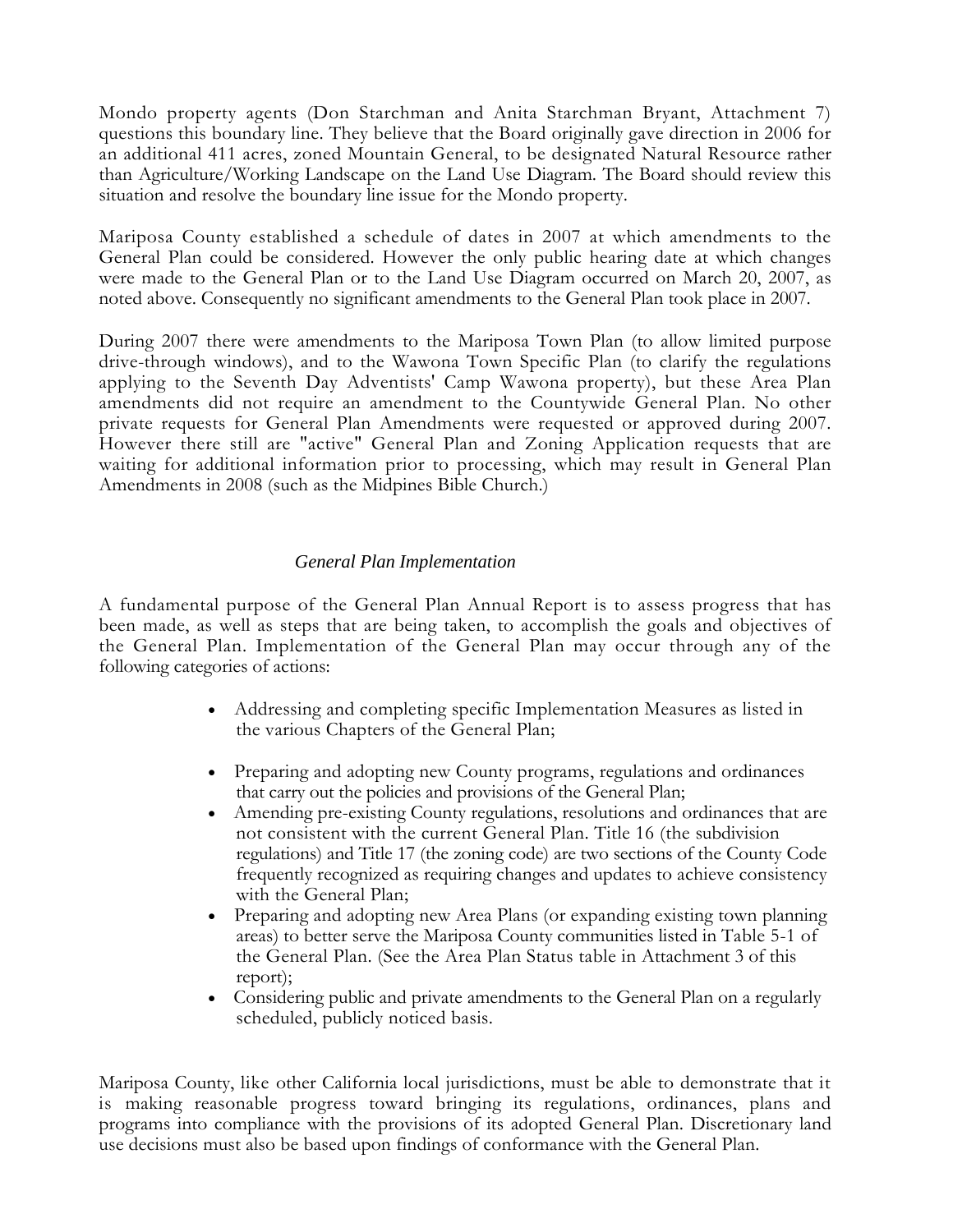Mondo property agents (Don Starchman and Anita Starchman Bryant, Attachment 7) questions this boundary line. They believe that the Board originally gave direction in 2006 for an additional 411 acres, zoned Mountain General, to be designated Natural Resource rather than Agriculture/Working Landscape on the Land Use Diagram. The Board should review this situation and resolve the boundary line issue for the Mondo property.

Mariposa County established a schedule of dates in 2007 at which amendments to the General Plan could be considered. However the only public hearing date at which changes were made to the General Plan or to the Land Use Diagram occurred on March 20, 2007, as noted above. Consequently no significant amendments to the General Plan took place in 2007.

During 2007 there were amendments to the Mariposa Town Plan (to allow limited purpose drive-through windows), and to the Wawona Town Specific Plan (to clarify the regulations applying to the Seventh Day Adventists' Camp Wawona property), but these Area Plan amendments did not require an amendment to the Countywide General Plan. No other private requests for General Plan Amendments were requested or approved during 2007. However there still are "active" General Plan and Zoning Application requests that are waiting for additional information prior to processing, which may result in General Plan Amendments in 2008 (such as the Midpines Bible Church.)

### *General Plan Implementation*

A fundamental purpose of the General Plan Annual Report is to assess progress that has been made, as well as steps that are being taken, to accomplish the goals and objectives of the General Plan. Implementation of the General Plan may occur through any of the following categories of actions:

- Addressing and completing specific Implementation Measures as listed in the various Chapters of the General Plan;
- Preparing and adopting new County programs, regulations and ordinances that carry out the policies and provisions of the General Plan;
- Amending pre-existing County regulations, resolutions and ordinances that are not consistent with the current General Plan. Title 16 (the subdivision regulations) and Title 17 (the zoning code) are two sections of the County Code frequently recognized as requiring changes and updates to achieve consistency with the General Plan;
- Preparing and adopting new Area Plans (or expanding existing town planning areas) to better serve the Mariposa County communities listed in Table 5-1 of the General Plan. (See the Area Plan Status table in Attachment 3 of this report);
- Considering public and private amendments to the General Plan on a regularly scheduled, publicly noticed basis.

Mariposa County, like other California local jurisdictions, must be able to demonstrate that it is making reasonable progress toward bringing its regulations, ordinances, plans and programs into compliance with the provisions of its adopted General Plan. Discretionary land use decisions must also be based upon findings of conformance with the General Plan.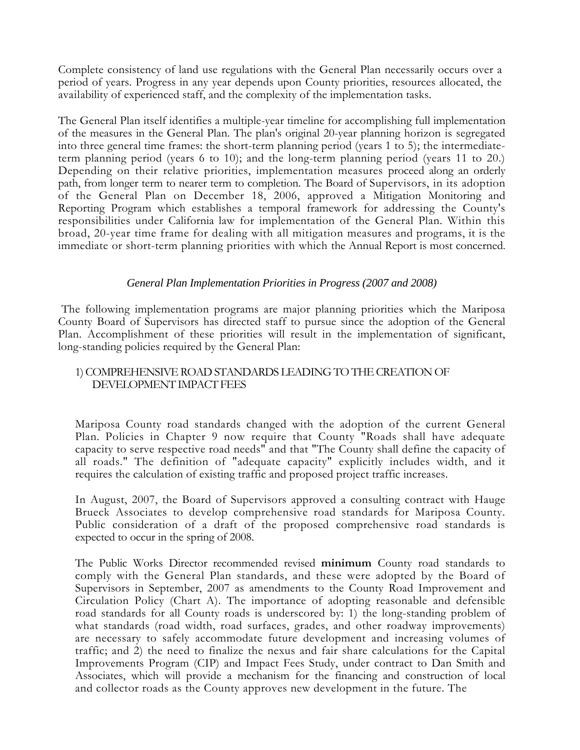Complete consistency of land use regulations with the General Plan necessarily occurs over a period of years. Progress in any year depends upon County priorities, resources allocated, the availability of experienced staff, and the complexity of the implementation tasks.

The General Plan itself identifies a multiple-year timeline for accomplishing full implementation of the measures in the General Plan. The plan's original 20-year planning horizon is segregated into three general time frames: the short-term planning period (years 1 to 5); the intermediate-term planning period (years 6 to 10); and the long-term planning period (years 11 to 20.) Depending on their relative priorities, implementation measures proceed along an orderly path, from longer term to nearer term to completion. The Board of Supervisors, in its adoption of the General Plan on December 18, 2006, approved a Mitigation Monitoring and Reporting Program which establishes a temporal framework for addressing the County's responsibilities under California law for implementation of the General Plan. Within this broad, 20-year time frame for dealing with all mitigation measures and programs, it is the immediate or short-term planning priorities with which the Annual Report is most concerned.

### *General Plan Implementation Priorities in Progress (2007 and 2008)*

The following implementation programs are major planning priorities which the Mariposa County Board of Supervisors has directed staff to pursue since the adoption of the General Plan. Accomplishment of these priorities will result in the implementation of significant, long-standing policies required by the General Plan:

#### 1) COMPREHENSIVE ROAD STANDARDS LEADING TO THE CREATION OF DEVELOPMENT IMPACT FEES

Mariposa County road standards changed with the adoption of the current General Plan. Policies in Chapter 9 now require that County "Roads shall have adequate capacity to serve respective road needs" and that "The County shall define the capacity of all roads." The definition of "adequate capacity" explicitly includes width, and it requires the calculation of existing traffic and proposed project traffic increases.

In August, 2007, the Board of Supervisors approved a consulting contract with Hauge Brueck Associates to develop comprehensive road standards for Mariposa County. Public consideration of a draft of the proposed comprehensive road standards is expected to occur in the spring of 2008.

The Public Works Director recommended revised **minimum** County road standards to comply with the General Plan standards, and these were adopted by the Board of Supervisors in September, 2007 as amendments to the County Road Improvement and Circulation Policy (Chart A). The importance of adopting reasonable and defensible road standards for all County roads is underscored by: 1) the long-standing problem of what standards (road width, road surfaces, grades, and other roadway improvements) are necessary to safely accommodate future development and increasing volumes of traffic; and 2) the need to finalize the nexus and fair share calculations for the Capital Improvements Program (CIP) and Impact Fees Study, under contract to Dan Smith and Associates, which will provide a mechanism for the financing and construction of local and collector roads as the County approves new development in the future. The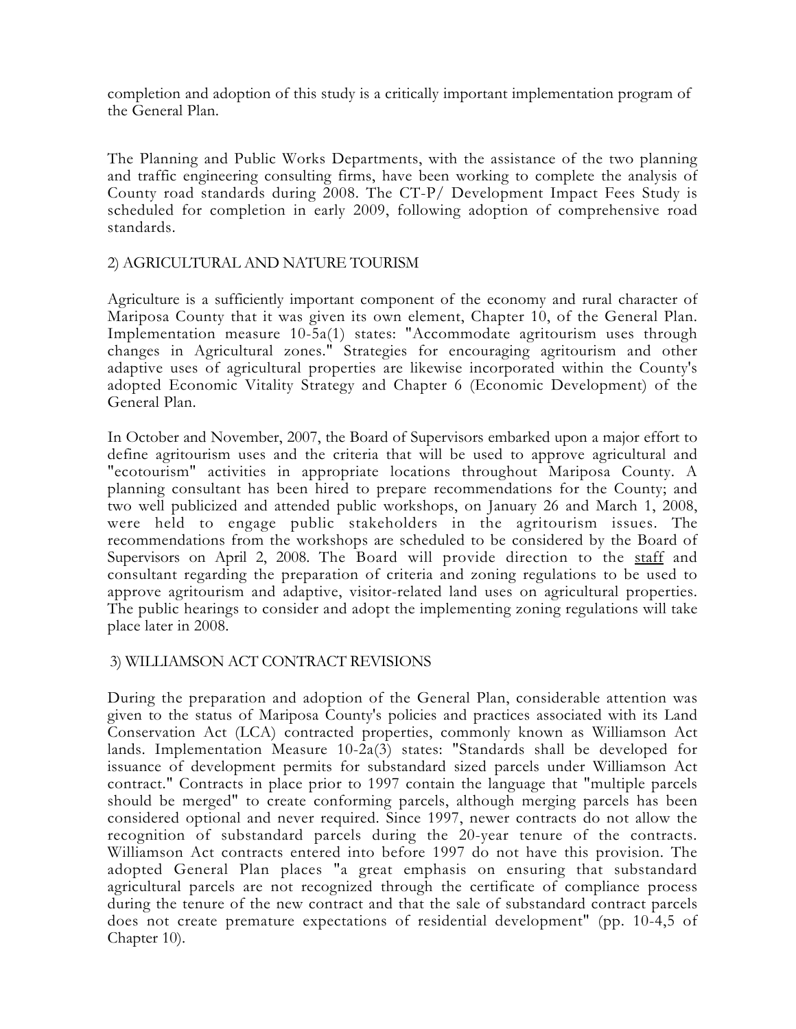completion and adoption of this study is a critically important implementation program of the General Plan.

The Planning and Public Works Departments, with the assistance of the two planning and traffic engineering consulting firms, have been working to complete the analysis of County road standards during 2008. The CT-P/ Development Impact Fees Study is scheduled for completion in early 2009, following adoption of comprehensive road standards.

### 2) AGRICULTURAL AND NATURE TOURISM

Agriculture is a sufficiently important component of the economy and rural character of Mariposa County that it was given its own element, Chapter 10, of the General Plan. Implementation measure 10-5a(1) states: "Accommodate agritourism uses through changes in Agricultural zones." Strategies for encouraging agritourism and other adaptive uses of agricultural properties are likewise incorporated within the County's adopted Economic Vitality Strategy and Chapter 6 (Economic Development) of the General Plan.

In October and November, 2007, the Board of Supervisors embarked upon a major effort to define agritourism uses and the criteria that will be used to approve agricultural and "ecotourism" activities in appropriate locations throughout Mariposa County. A planning consultant has been hired to prepare recommendations for the County; and two well publicized and attended public workshops, on January 26 and March 1, 2008, were held to engage public stakeholders in the agritourism issues. The recommendations from the workshops are scheduled to be considered by the Board of Supervisors on April 2, 2008. The Board will provide direction to the staff and consultant regarding the preparation of criteria and zoning regulations to be used to approve agritourism and adaptive, visitor-related land uses on agricultural properties. The public hearings to consider and adopt the implementing zoning regulations will take place later in 2008.

### 3) WILLIAMSON ACT CONTRACT REVISIONS

During the preparation and adoption of the General Plan, considerable attention was given to the status of Mariposa County's policies and practices associated with its Land Conservation Act (LCA) contracted properties, commonly known as Williamson Act lands. Implementation Measure 10-2a(3) states: "Standards shall be developed for issuance of development permits for substandard sized parcels under Williamson Act contract." Contracts in place prior to 1997 contain the language that "multiple parcels should be merged" to create conforming parcels, although merging parcels has been considered optional and never required. Since 1997, newer contracts do not allow the recognition of substandard parcels during the 20-year tenure of the contracts. Williamson Act contracts entered into before 1997 do not have this provision. The adopted General Plan places "a great emphasis on ensuring that substandard agricultural parcels are not recognized through the certificate of compliance process during the tenure of the new contract and that the sale of substandard contract parcels does not create premature expectations of residential development" (pp. 10-4,5 of Chapter 10).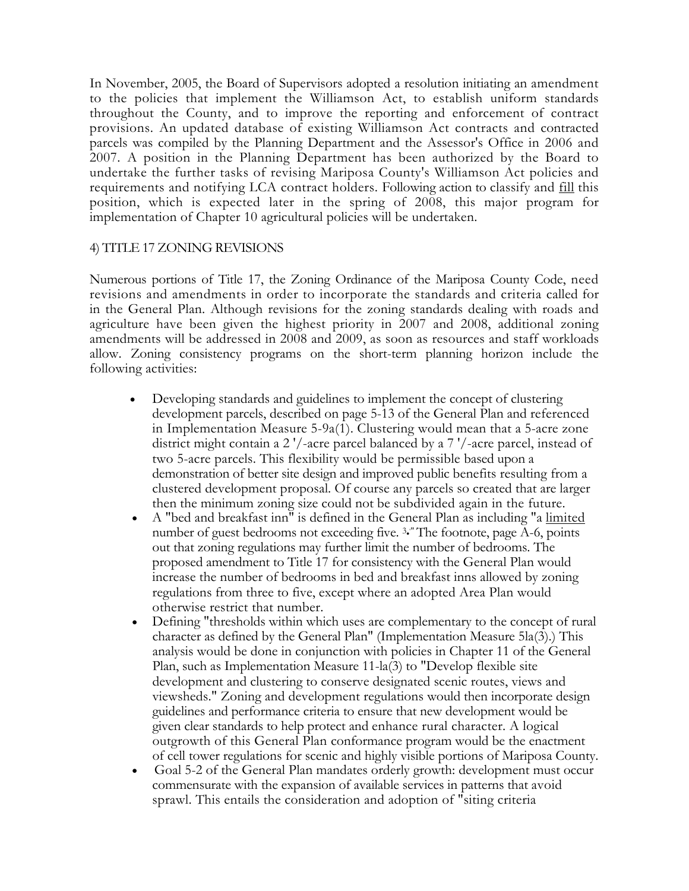In November, 2005, the Board of Supervisors adopted a resolution initiating an amendment to the policies that implement the Williamson Act, to establish uniform standards throughout the County, and to improve the reporting and enforcement of contract provisions. An updated database of existing Williamson Act contracts and contracted parcels was compiled by the Planning Department and the Assessor's Office in 2006 and 2007. A position in the Planning Department has been authorized by the Board to undertake the further tasks of revising Mariposa County's Williamson Act policies and requirements and notifying LCA contract holders. Following action to classify and fill this position, which is expected later in the spring of 2008, this major program for implementation of Chapter 10 agricultural policies will be undertaken.

4) TITLE 17 ZONING REVISIONS

Numerous portions of Title 17, the Zoning Ordinance of the Mariposa County Code, need revisions and amendments in order to incorporate the standards and criteria called for in the General Plan. Although revisions for the zoning standards dealing with roads and agriculture have been given the highest priority in 2007 and 2008, additional zoning amendments will be addressed in 2008 and 2009, as soon as resources and staff workloads allow. Zoning consistency programs on the short-term planning horizon include the following activities:

- Developing standards and guidelines to implement the concept of clustering development parcels, described on page 5-13 of the General Plan and referenced in Implementation Measure 5-9a(1). Clustering would mean that a 5-acre zone district might contain a 2 '/-acre parcel balanced by a 7 '/-acre parcel, instead of two 5-acre parcels. This flexibility would be permissible based upon a demonstration of better site design and improved public benefits resulting from a clustered development proposal. Of course any parcels so created that are larger then the minimum zoning size could not be subdivided again in the future.
- A "bed and breakfast inn" is defined in the General Plan as including "a limited number of guest bedrooms not exceeding five. [3]" The footnote, page A-6, points out that zoning regulations may further limit the number of bedrooms. The proposed amendment to Title 17 for consistency with the General Plan would increase the number of bedrooms in bed and breakfast inns allowed by zoning regulations from three to five, except where an adopted Area Plan would otherwise restrict that number.
- Defining "thresholds within which uses are complementary to the concept of rural character as defined by the General Plan" (Implementation Measure 5la(3).) This analysis would be done in conjunction with policies in Chapter 11 of the General Plan, such as Implementation Measure 11-la(3) to "Develop flexible site development and clustering to conserve designated scenic routes, views and viewsheds." Zoning and development regulations would then incorporate design guidelines and performance criteria to ensure that new development would be given clear standards to help protect and enhance rural character. A logical outgrowth of this General Plan conformance program would be the enactment of cell tower regulations for scenic and highly visible portions of Mariposa County.
- Goal 5-2 of the General Plan mandates orderly growth: development must occur commensurate with the expansion of available services in patterns that avoid sprawl. This entails the consideration and adoption of "siting criteria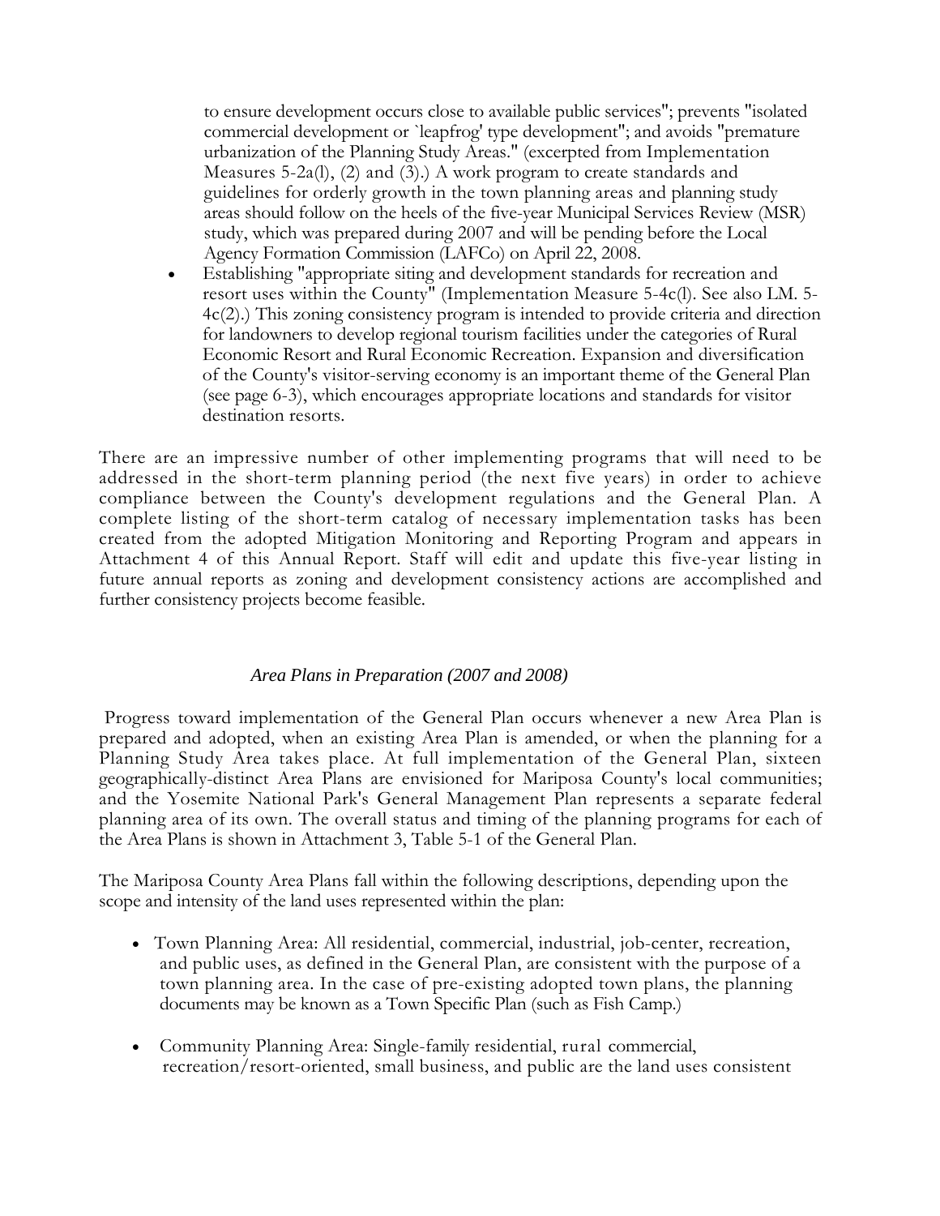to ensure development occurs close to available public services"; prevents "isolated commercial development or `leapfrog' type development"; and avoids "premature urbanization of the Planning Study Areas." (excerpted from Implementation Measures 5-2a(l), (2) and (3).) A work program to create standards and guidelines for orderly growth in the town planning areas and planning study areas should follow on the heels of the five-year Municipal Services Review (MSR) study, which was prepared during 2007 and will be pending before the Local Agency Formation Commission (LAFCo) on April 22, 2008.

- Establishing "appropriate siting and development standards for recreation and resort uses within the County" (Implementation Measure 5-4c(l). See also LM. 5-4c(2).) This zoning consistency program is intended to provide criteria and direction for landowners to develop regional tourism facilities under the categories of Rural Economic Resort and Rural Economic Recreation. Expansion and diversification of the County's visitor-serving economy is an important theme of the General Plan (see page 6-3), which encourages appropriate locations and standards for visitor destination resorts.

There are an impressive number of other implementing programs that will need to be addressed in the short-term planning period (the next five years) in order to achieve compliance between the County's development regulations and the General Plan. A complete listing of the short-term catalog of necessary implementation tasks has been created from the adopted Mitigation Monitoring and Reporting Program and appears in Attachment 4 of this Annual Report. Staff will edit and update this five-year listing in future annual reports as zoning and development consistency actions are accomplished and further consistency projects become feasible.

### *Area Plans in Preparation (2007 and 2008)*

Progress toward implementation of the General Plan occurs whenever a new Area Plan is prepared and adopted, when an existing Area Plan is amended, or when the planning for a Planning Study Area takes place. At full implementation of the General Plan, sixteen geographically-distinct Area Plans are envisioned for Mariposa County's local communities; and the Yosemite National Park's General Management Plan represents a separate federal planning area of its own. The overall status and timing of the planning programs for each of the Area Plans is shown in Attachment 3, Table 5-1 of the General Plan.

The Mariposa County Area Plans fall within the following descriptions, depending upon the scope and intensity of the land uses represented within the plan:

- Town Planning Area: All residential, commercial, industrial, job-center, recreation, and public uses, as defined in the General Plan, are consistent with the purpose of a town planning area. In the case of pre-existing adopted town plans, the planning documents may be known as a Town Specific Plan (such as Fish Camp.)

- Community Planning Area: Single-family residential, rural commercial, recreation/resort-oriented, small business, and public are the land uses consistent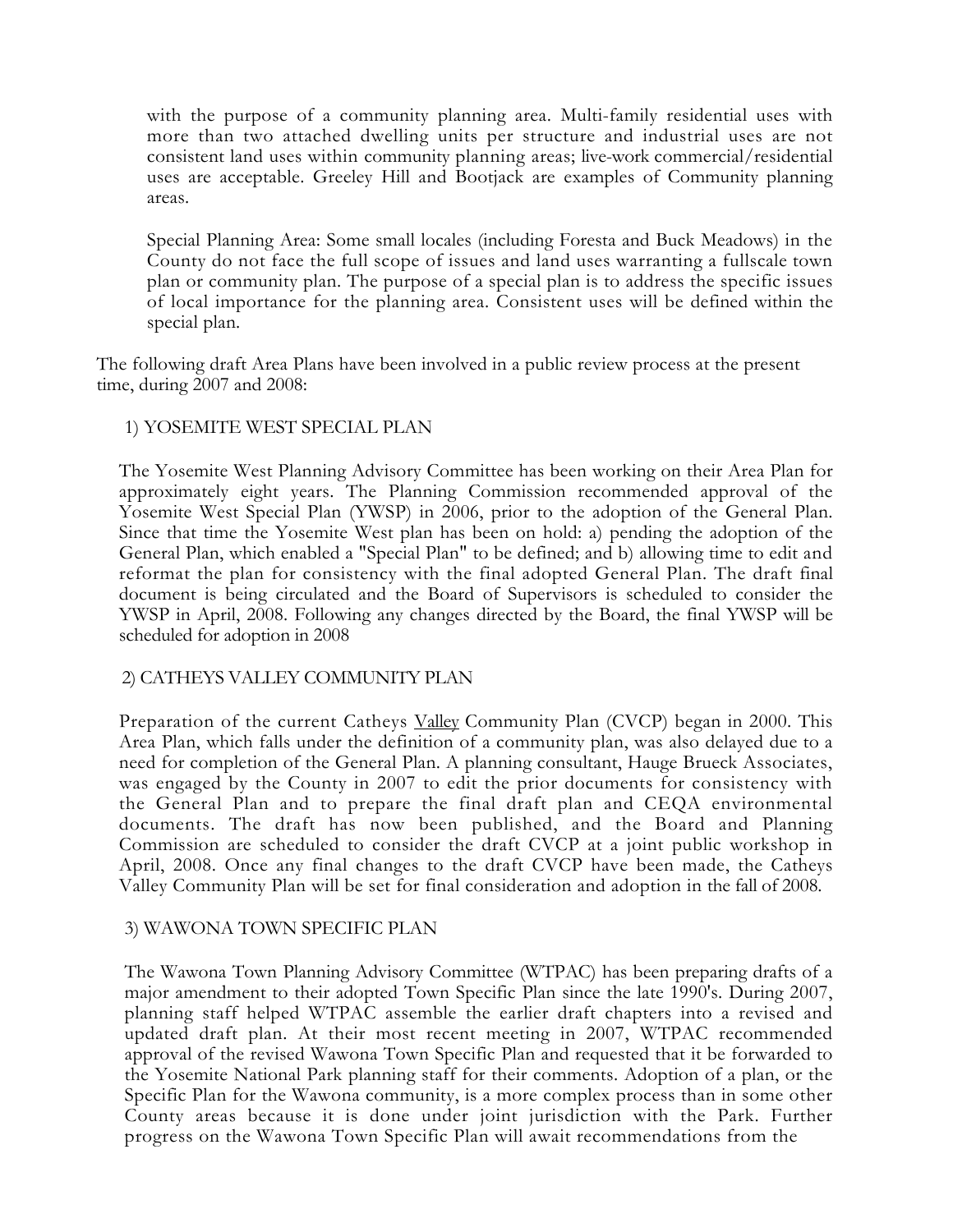with the purpose of a community planning area. Multi-family residential uses with more than two attached dwelling units per structure and industrial uses are not consistent land uses within community planning areas; live-work commercial/residential uses are acceptable. Greeley Hill and Bootjack are examples of Community planning areas.

Special Planning Area: Some small locales (including Foresta and Buck Meadows) in the County do not face the full scope of issues and land uses warranting a fullscale town plan or community plan. The purpose of a special plan is to address the specific issues of local importance for the planning area. Consistent uses will be defined within the special plan.

The following draft Area Plans have been involved in a public review process at the present time, during 2007 and 2008:

1) YOSEMITE WEST SPECIAL PLAN

The Yosemite West Planning Advisory Committee has been working on their Area Plan for approximately eight years. The Planning Commission recommended approval of the Yosemite West Special Plan (YWSP) in 2006, prior to the adoption of the General Plan. Since that time the Yosemite West plan has been on hold: a) pending the adoption of the General Plan, which enabled a "Special Plan" to be defined; and b) allowing time to edit and reformat the plan for consistency with the final adopted General Plan. The draft final document is being circulated and the Board of Supervisors is scheduled to consider the YWSP in April, 2008. Following any changes directed by the Board, the final YWSP will be scheduled for adoption in 2008

2) CATHEYS VALLEY COMMUNITY PLAN

Preparation of the current Catheys Valley Community Plan (CVCP) began in 2000. This Area Plan, which falls under the definition of a community plan, was also delayed due to a need for completion of the General Plan. A planning consultant, Hauge Brueck Associates, was engaged by the County in 2007 to edit the prior documents for consistency with the General Plan and to prepare the final draft plan and CEQA environmental documents. The draft has now been published, and the Board and Planning Commission are scheduled to consider the draft CVCP at a joint public workshop in April, 2008. Once any final changes to the draft CVCP have been made, the Catheys Valley Community Plan will be set for final consideration and adoption in the fall of 2008.

3) WAWONA TOWN SPECIFIC PLAN

The Wawona Town Planning Advisory Committee (WTPAC) has been preparing drafts of a major amendment to their adopted Town Specific Plan since the late 1990's. During 2007, planning staff helped WTPAC assemble the earlier draft chapters into a revised and updated draft plan. At their most recent meeting in 2007, WTPAC recommended approval of the revised Wawona Town Specific Plan and requested that it be forwarded to the Yosemite National Park planning staff for their comments. Adoption of a plan, or the Specific Plan for the Wawona community, is a more complex process than in some other County areas because it is done under joint jurisdiction with the Park. Further progress on the Wawona Town Specific Plan will await recommendations from the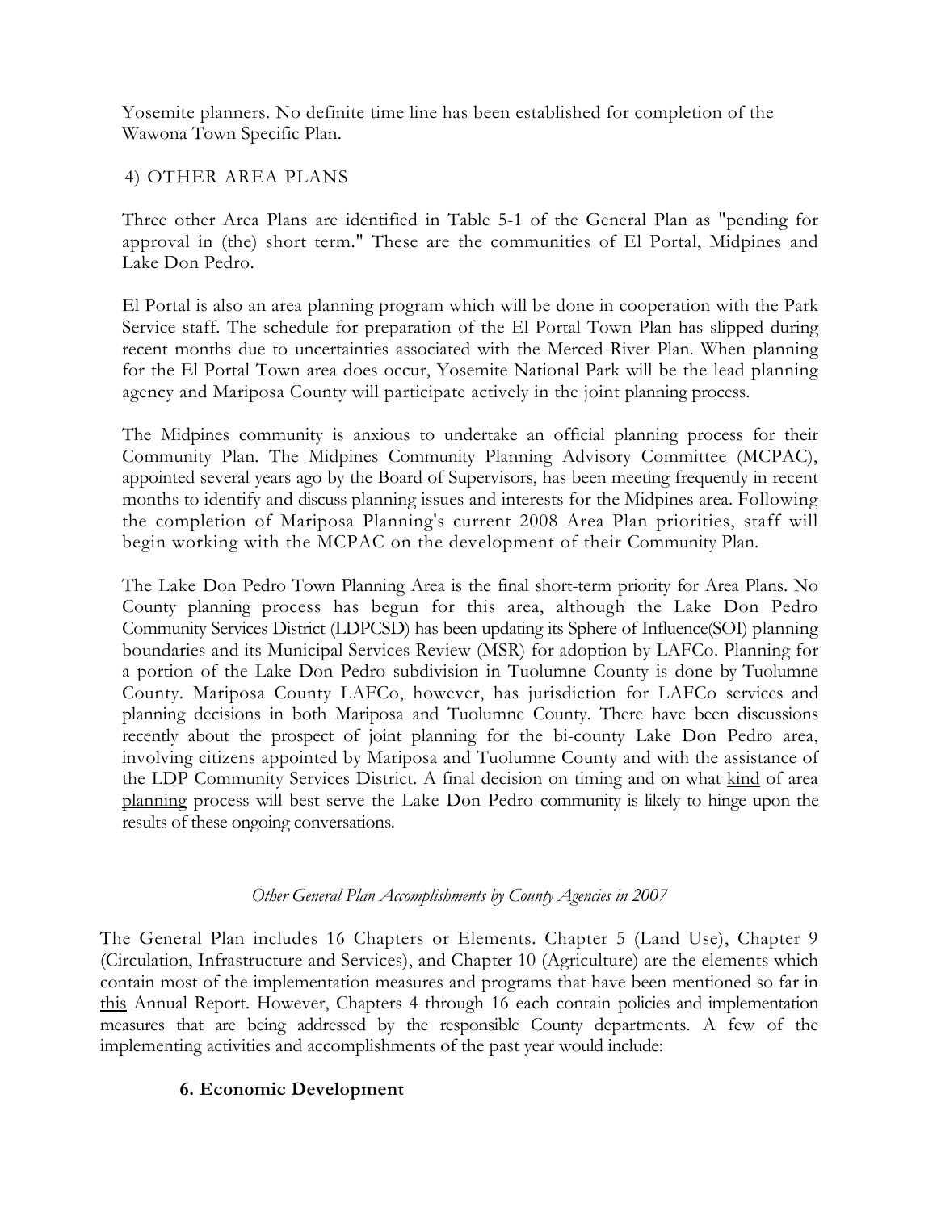Yosemite planners. No definite time line has been established for completion of the Wawona Town Specific Plan.

4) OTHER AREA PLANS

Three other Area Plans are identified in Table 5-1 of the General Plan as "pending for approval in (the) short term." These are the communities of El Portal, Midpines and Lake Don Pedro.

El Portal is also an area planning program which will be done in cooperation with the Park Service staff. The schedule for preparation of the El Portal Town Plan has slipped during recent months due to uncertainties associated with the Merced River Plan. When planning for the El Portal Town area does occur, Yosemite National Park will be the lead planning agency and Mariposa County will participate actively in the joint planning process.

The Midpines community is anxious to undertake an official planning process for their Community Plan. The Midpines Community Planning Advisory Committee (MCPAC), appointed several years ago by the Board of Supervisors, has been meeting frequently in recent months to identify and discuss planning issues and interests for the Midpines area. Following the completion of Mariposa Planning's current 2008 Area Plan priorities, staff will begin working with the MCPAC on the development of their Community Plan.

The Lake Don Pedro Town Planning Area is the final short-term priority for Area Plans. No County planning process has begun for this area, although the Lake Don Pedro Community Services District (LDPCSD) has been updating its Sphere of Influence(SOI) planning boundaries and its Municipal Services Review (MSR) for adoption by LAFCo. Planning for a portion of the Lake Don Pedro subdivision in Tuolumne County is done by Tuolumne County. Mariposa County LAFCo, however, has jurisdiction for LAFCo services and planning decisions in both Mariposa and Tuolumne County. There have been discussions recently about the prospect of joint planning for the bi-county Lake Don Pedro area, involving citizens appointed by Mariposa and Tuolumne County and with the assistance of the LDP Community Services District. A final decision on timing and on what <u>kind</u> of area <u>planning</u> process will best serve the Lake Don Pedro community is likely to hinge upon the results of these ongoing conversations.

*Other General Plan Accomplishments by County Agencies in 2007*

The General Plan includes 16 Chapters or Elements. Chapter 5 (Land Use), Chapter 9 (Circulation, Infrastructure and Services), and Chapter 10 (Agriculture) are the elements which contain most of the implementation measures and programs that have been mentioned so far in <u>this</u> Annual Report. However, Chapters 4 through 16 each contain policies and implementation measures that are being addressed by the responsible County departments. A few of the implementing activities and accomplishments of the past year would include:

**6. Economic Development**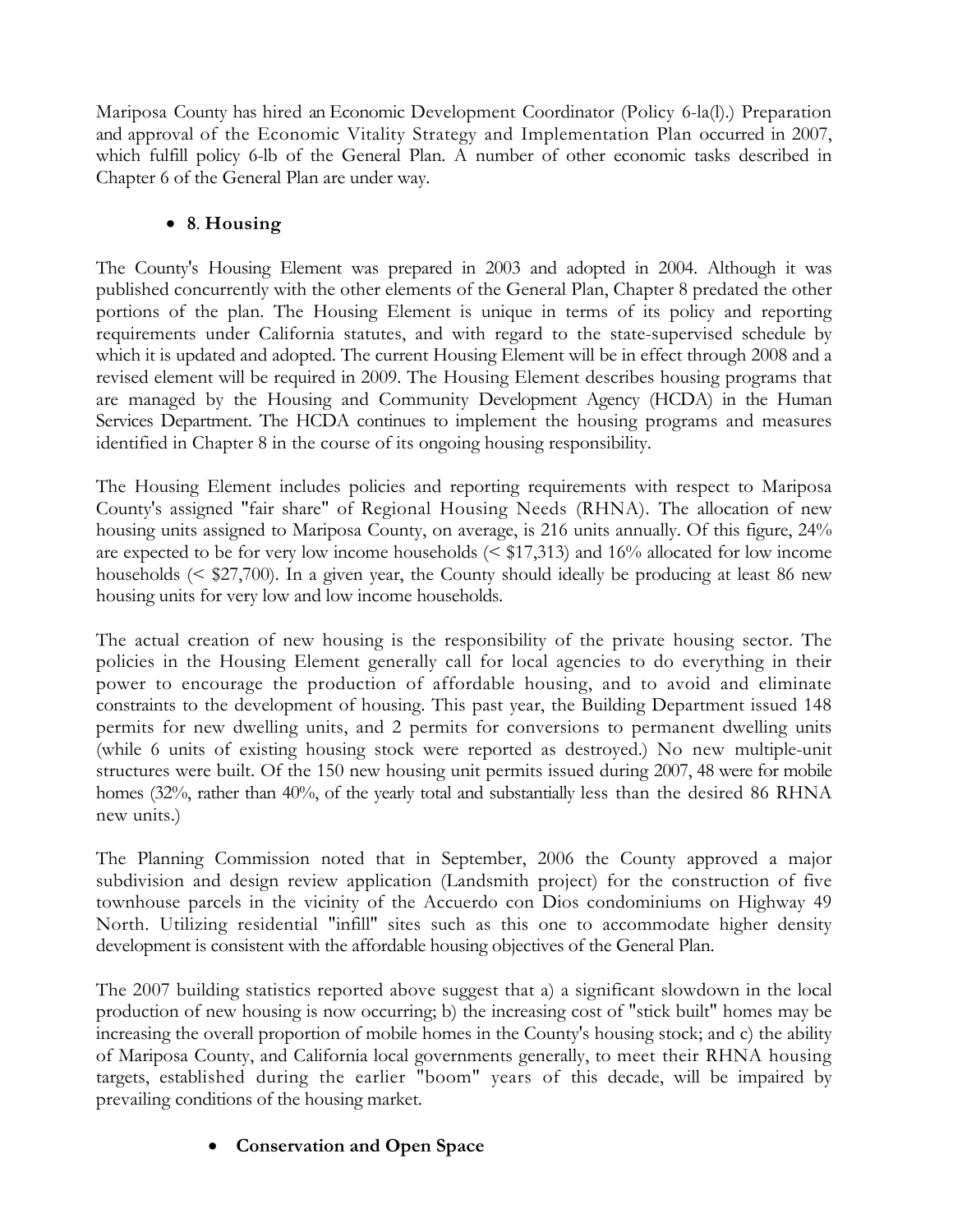Mariposa County has hired an Economic Development Coordinator (Policy 6-la(l).) Preparation and approval of the Economic Vitality Strategy and Implementation Plan occurred in 2007, which fulfill policy 6-lb of the General Plan. A number of other economic tasks described in Chapter 6 of the General Plan are under way.

- **8**. **Housing**

The County's Housing Element was prepared in 2003 and adopted in 2004. Although it was published concurrently with the other elements of the General Plan, Chapter 8 predated the other portions of the plan. The Housing Element is unique in terms of its policy and reporting requirements under California statutes, and with regard to the state-supervised schedule by which it is updated and adopted. The current Housing Element will be in effect through 2008 and a revised element will be required in 2009. The Housing Element describes housing programs that are managed by the Housing and Community Development Agency (HCDA) in the Human Services Department. The HCDA continues to implement the housing programs and measures identified in Chapter 8 in the course of its ongoing housing responsibility.

The Housing Element includes policies and reporting requirements with respect to Mariposa County's assigned "fair share" of Regional Housing Needs (RHNA). The allocation of new housing units assigned to Mariposa County, on average, is 216 units annually. Of this figure, 24% are expected to be for very low income households (< $17,313) and 16% allocated for low income households (< $27,700). In a given year, the County should ideally be producing at least 86 new housing units for very low and low income households.

The actual creation of new housing is the responsibility of the private housing sector. The policies in the Housing Element generally call for local agencies to do everything in their power to encourage the production of affordable housing, and to avoid and eliminate constraints to the development of housing. This past year, the Building Department issued 148 permits for new dwelling units, and 2 permits for conversions to permanent dwelling units (while 6 units of existing housing stock were reported as destroyed.) No new multiple-unit structures were built. Of the 150 new housing unit permits issued during 2007, 48 were for mobile homes (32%, rather than 40%, of the yearly total and substantially less than the desired 86 RHNA new units.)

The Planning Commission noted that in September, 2006 the County approved a major subdivision and design review application (Landsmith project) for the construction of five townhouse parcels in the vicinity of the Accuerdo con Dios condominiums on Highway 49 North. Utilizing residential "infill" sites such as this one to accommodate higher density development is consistent with the affordable housing objectives of the General Plan.

The 2007 building statistics reported above suggest that a) a significant slowdown in the local production of new housing is now occurring; b) the increasing cost of "stick built" homes may be increasing the overall proportion of mobile homes in the County's housing stock; and c) the ability of Mariposa County, and California local governments generally, to meet their RHNA housing targets, established during the earlier "boom" years of this decade, will be impaired by prevailing conditions of the housing market.

- **Conservation and Open Space**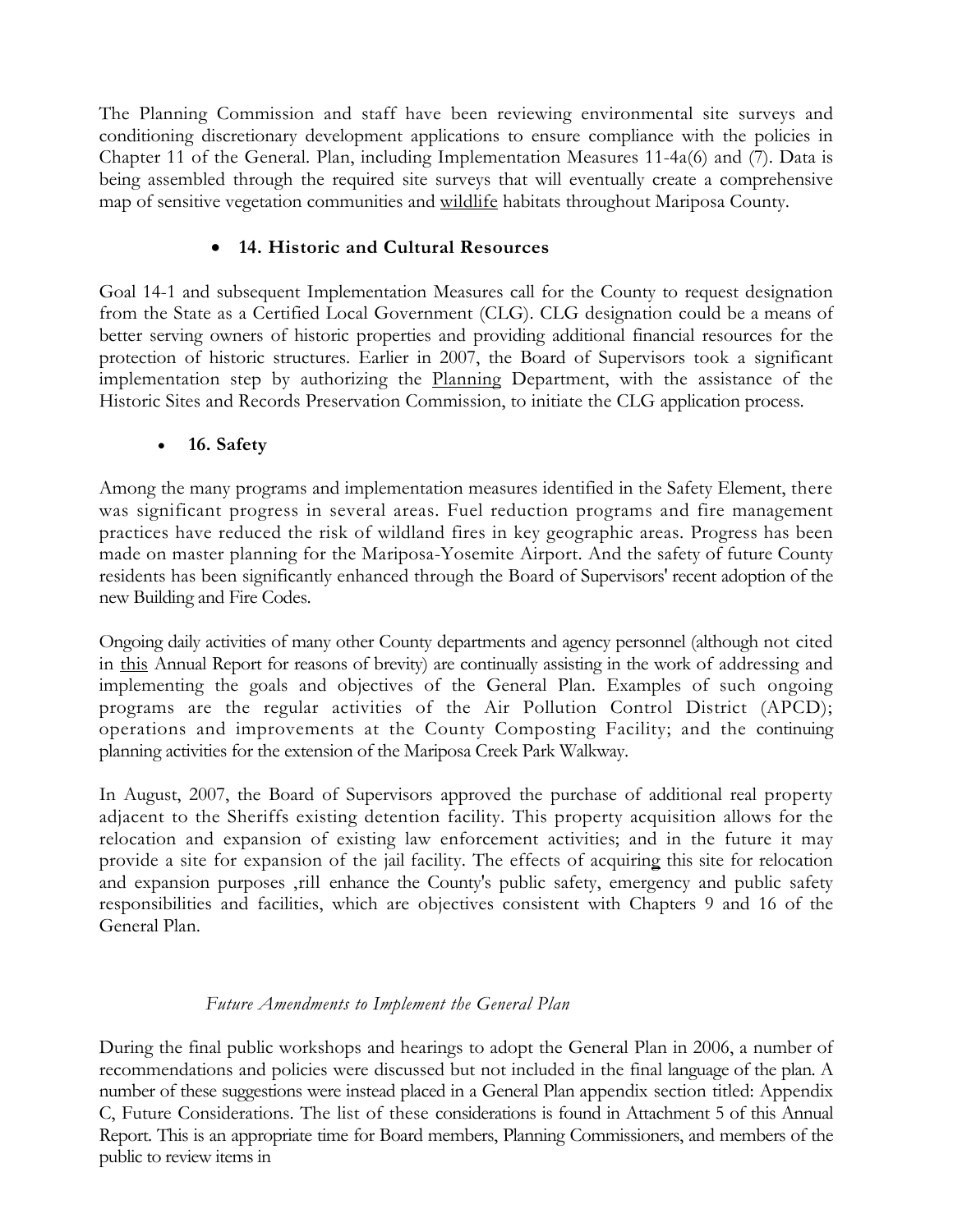The Planning Commission and staff have been reviewing environmental site surveys and conditioning discretionary development applications to ensure compliance with the policies in Chapter 11 of the General. Plan, including Implementation Measures 11-4a(6) and (7). Data is being assembled through the required site surveys that will eventually create a comprehensive map of sensitive vegetation communities and wildlife habitats throughout Mariposa County.

- **14. Historic and Cultural Resources**

Goal 14-1 and subsequent Implementation Measures call for the County to request designation from the State as a Certified Local Government (CLG). CLG designation could be a means of better serving owners of historic properties and providing additional financial resources for the protection of historic structures. Earlier in 2007, the Board of Supervisors took a significant implementation step by authorizing the Planning Department, with the assistance of the Historic Sites and Records Preservation Commission, to initiate the CLG application process.

- **16. Safety**

Among the many programs and implementation measures identified in the Safety Element, there was significant progress in several areas. Fuel reduction programs and fire management practices have reduced the risk of wildland fires in key geographic areas. Progress has been made on master planning for the Mariposa-Yosemite Airport. And the safety of future County residents has been significantly enhanced through the Board of Supervisors' recent adoption of the new Building and Fire Codes.

Ongoing daily activities of many other County departments and agency personnel (although not cited in this Annual Report for reasons of brevity) are continually assisting in the work of addressing and implementing the goals and objectives of the General Plan. Examples of such ongoing programs are the regular activities of the Air Pollution Control District (APCD); operations and improvements at the County Composting Facility; and the continuing planning activities for the extension of the Mariposa Creek Park Walkway.

In August, 2007, the Board of Supervisors approved the purchase of additional real property adjacent to the Sheriffs existing detention facility. This property acquisition allows for the relocation and expansion of existing law enforcement activities; and in the future it may provide a site for expansion of the jail facility. The effects of acquiring this site for relocation and expansion purposes ,rill enhance the County's public safety, emergency and public safety responsibilities and facilities, which are objectives consistent with Chapters 9 and 16 of the General Plan.

*Future Amendments to Implement the General Plan*

During the final public workshops and hearings to adopt the General Plan in 2006, a number of recommendations and policies were discussed but not included in the final language of the plan. A number of these suggestions were instead placed in a General Plan appendix section titled: Appendix C, Future Considerations. The list of these considerations is found in Attachment 5 of this Annual Report. This is an appropriate time for Board members, Planning Commissioners, and members of the public to review items in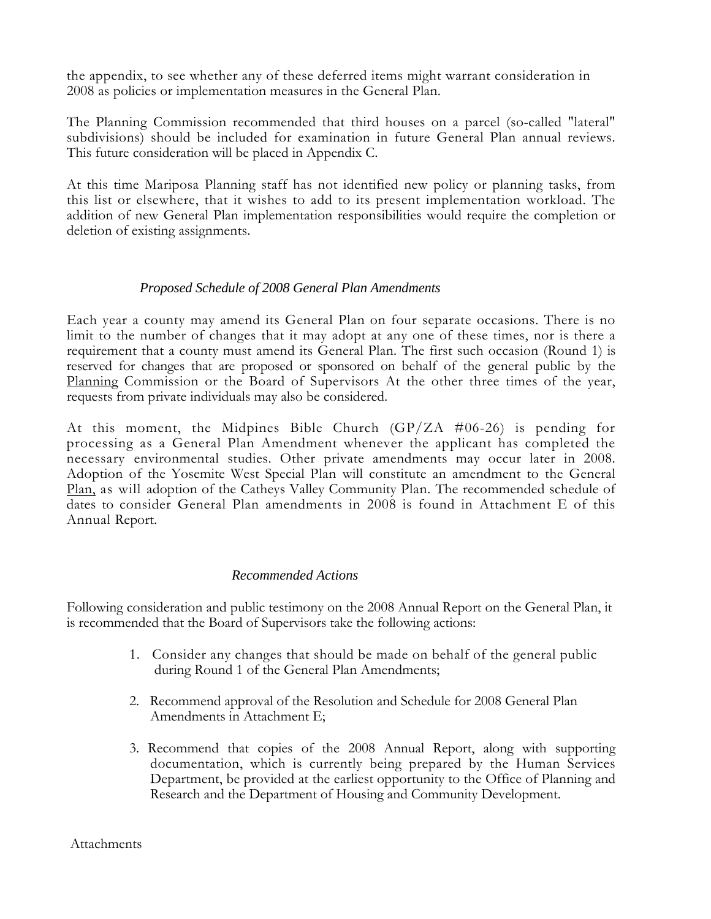the appendix, to see whether any of these deferred items might warrant consideration in 2008 as policies or implementation measures in the General Plan.

The Planning Commission recommended that third houses on a parcel (so-called "lateral" subdivisions) should be included for examination in future General Plan annual reviews. This future consideration will be placed in Appendix C.

At this time Mariposa Planning staff has not identified new policy or planning tasks, from this list or elsewhere, that it wishes to add to its present implementation workload. The addition of new General Plan implementation responsibilities would require the completion or deletion of existing assignments.

### *Proposed Schedule of 2008 General Plan Amendments*

Each year a county may amend its General Plan on four separate occasions. There is no limit to the number of changes that it may adopt at any one of these times, nor is there a requirement that a county must amend its General Plan. The first such occasion (Round 1) is reserved for changes that are proposed or sponsored on behalf of the general public by the Planning Commission or the Board of Supervisors At the other three times of the year, requests from private individuals may also be considered.

At this moment, the Midpines Bible Church (GP/ZA #06-26) is pending for processing as a General Plan Amendment whenever the applicant has completed the necessary environmental studies. Other private amendments may occur later in 2008. Adoption of the Yosemite West Special Plan will constitute an amendment to the General Plan, as will adoption of the Catheys Valley Community Plan. The recommended schedule of dates to consider General Plan amendments in 2008 is found in Attachment E of this Annual Report.

### *Recommended Actions*

Following consideration and public testimony on the 2008 Annual Report on the General Plan, it is recommended that the Board of Supervisors take the following actions:

1. Consider any changes that should be made on behalf of the general public during Round 1 of the General Plan Amendments;
2. Recommend approval of the Resolution and Schedule for 2008 General Plan Amendments in Attachment E;
3. Recommend that copies of the 2008 Annual Report, along with supporting documentation, which is currently being prepared by the Human Services Department, be provided at the earliest opportunity to the Office of Planning and Research and the Department of Housing and Community Development.

Attachments